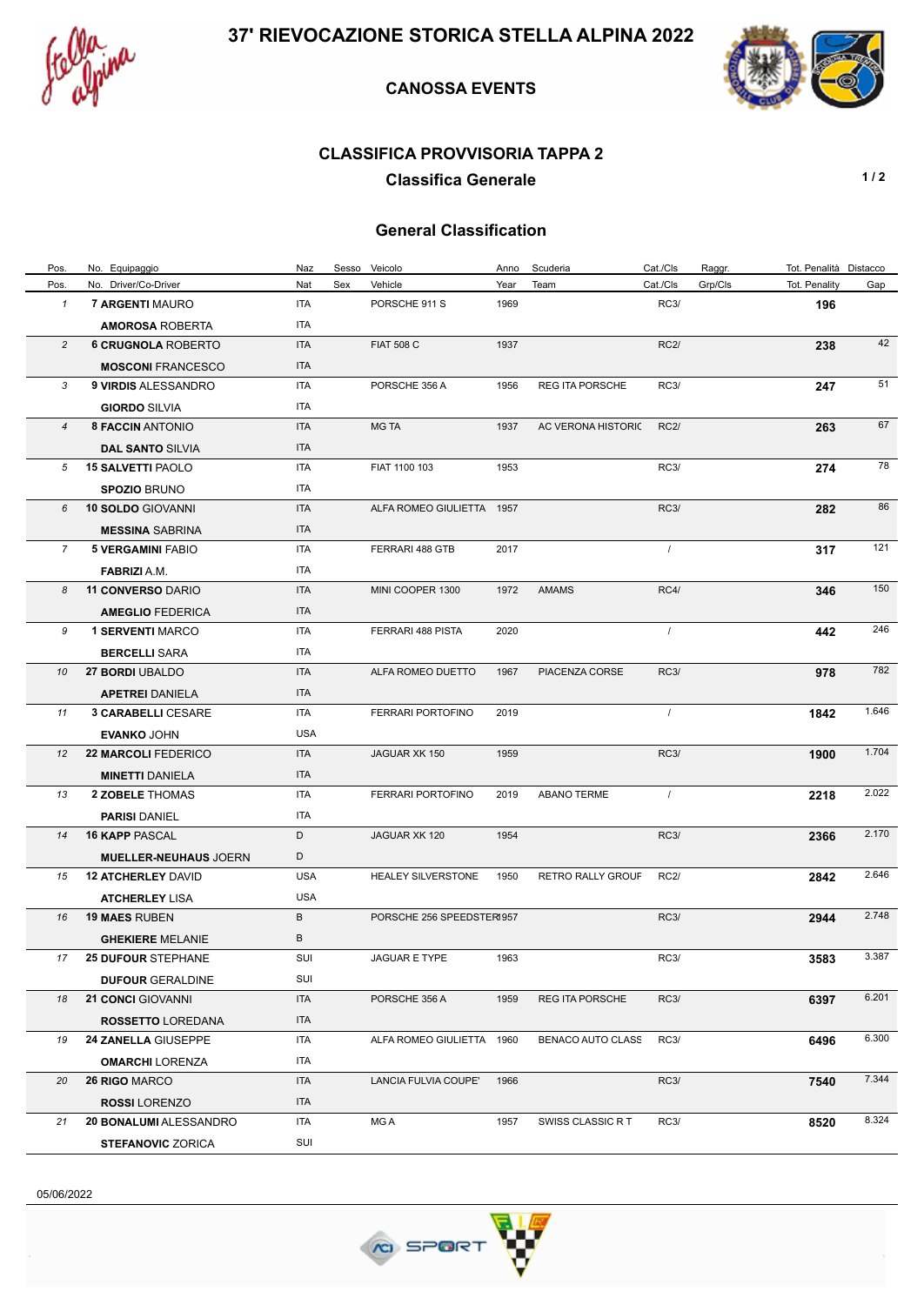# 37' RIEVOCAZIONE STORICA STELLA ALPINA 2022

## CANOSSA EVENTS

## CLASSIFICA PROVVISORIA TAPPA 2

### Classifica Generale

### General Classification

| Pos. | No. Equipaggio | Naz | Sesso | Veicolo | Anno | Scuderia | Cat./Cls | Raggr. | Tot. Penalità | Distacco |
|---|---|---|---|---|---|---|---|---|---|---|
| Pos. | No. Driver/Co-Driver | Nat | Sex | Vehicle | Year | Team | Cat./Cls | Grp/Cls | Tot. Penality | Gap |
| 1 | 7 **ARGENTI** MAURO | ITA | | PORSCHE 911 S | 1969 | | RC3/ | | **196** | |
| | **AMOROSA** ROBERTA | ITA | | | | | | | | |
| 2 | 6 **CRUGNOLA** ROBERTO | ITA | | FIAT 508 C | 1937 | | RC2/ | | **238** | 42 |
| | **MOSCONI** FRANCESCO | ITA | | | | | | | | |
| 3 | 9 **VIRDIS** ALESSANDRO | ITA | | PORSCHE 356 A | 1956 | REG ITA PORSCHE | RC3/ | | **247** | 51 |
| | **GIORDO** SILVIA | ITA | | | | | | | | |
| 4 | 8 **FACCIN** ANTONIO | ITA | | MG TA | 1937 | AC VERONA HISTORIC | RC2/ | | **263** | 67 |
| | **DAL SANTO** SILVIA | ITA | | | | | | | | |
| 5 | 15 **SALVETTI** PAOLO | ITA | | FIAT 1100 103 | 1953 | | RC3/ | | **274** | 78 |
| | **SPOZIO** BRUNO | ITA | | | | | | | | |
| 6 | 10 **SOLDO** GIOVANNI | ITA | | ALFA ROMEO GIULIETTA | 1957 | | RC3/ | | **282** | 86 |
| | **MESSINA** SABRINA | ITA | | | | | | | | |
| 7 | 5 **VERGAMINI** FABIO | ITA | | FERRARI 488 GTB | 2017 | | / | | **317** | 121 |
| | **FABRIZI** A.M. | ITA | | | | | | | | |
| 8 | 11 **CONVERSO** DARIO | ITA | | MINI COOPER 1300 | 1972 | AMAMS | RC4/ | | **346** | 150 |
| | **AMEGLIO** FEDERICA | ITA | | | | | | | | |
| 9 | 1 **SERVENTI** MARCO | ITA | | FERRARI 488 PISTA | 2020 | | / | | **442** | 246 |
| | **BERCELLI** SARA | ITA | | | | | | | | |
| 10 | 27 **BORDI** UBALDO | ITA | | ALFA ROMEO DUETTO | 1967 | PIACENZA CORSE | RC3/ | | **978** | 782 |
| | **APETREI** DANIELA | ITA | | | | | | | | |
| 11 | 3 **CARABELLI** CESARE | ITA | | FERRARI PORTOFINO | 2019 | | / | | **1842** | 1.646 |
| | **EVANKO** JOHN | USA | | | | | | | | |
| 12 | 22 **MARCOLI** FEDERICO | ITA | | JAGUAR XK 150 | 1959 | | RC3/ | | **1900** | 1.704 |
| | **MINETTI** DANIELA | ITA | | | | | | | | |
| 13 | 2 **ZOBELE** THOMAS | ITA | | FERRARI PORTOFINO | 2019 | ABANO TERME | / | | **2218** | 2.022 |
| | **PARISI** DANIEL | ITA | | | | | | | | |
| 14 | 16 **KAPP** PASCAL | D | | JAGUAR XK 120 | 1954 | | RC3/ | | **2366** | 2.170 |
| | **MUELLER-NEUHAUS** JOERN | D | | | | | | | | |
| 15 | 12 **ATCHERLEY** DAVID | USA | | HEALEY SILVERSTONE | 1950 | RETRO RALLY GROUF | RC2/ | | **2842** | 2.646 |
| | **ATCHERLEY** LISA | USA | | | | | | | | |
| 16 | 19 **MAES** RUBEN | B | | PORSCHE 256 SPEEDSTER | 1957 | | RC3/ | | **2944** | 2.748 |
| | **GHEKIERE** MELANIE | B | | | | | | | | |
| 17 | 25 **DUFOUR** STEPHANE | SUI | | JAGUAR E TYPE | 1963 | | RC3/ | | **3583** | 3.387 |
| | **DUFOUR** GERALDINE | SUI | | | | | | | | |
| 18 | 21 **CONCI** GIOVANNI | ITA | | PORSCHE 356 A | 1959 | REG ITA PORSCHE | RC3/ | | **6397** | 6.201 |
| | **ROSSETTO** LOREDANA | ITA | | | | | | | | |
| 19 | 24 **ZANELLA** GIUSEPPE | ITA | | ALFA ROMEO GIULIETTA | 1960 | BENACO AUTO CLASS | RC3/ | | **6496** | 6.300 |
| | **OMARCHI** LORENZA | ITA | | | | | | | | |
| 20 | 26 **RIGO** MARCO | ITA | | LANCIA FULVIA COUPE' | 1966 | | RC3/ | | **7540** | 7.344 |
| | **ROSSI** LORENZO | ITA | | | | | | | | |
| 21 | 20 **BONALUMI** ALESSANDRO | ITA | | MG A | 1957 | SWISS CLASSIC R T | RC3/ | | **8520** | 8.324 |
| | **STEFANOVIC** ZORICA | SUI | | | | | | | | |

05/06/2022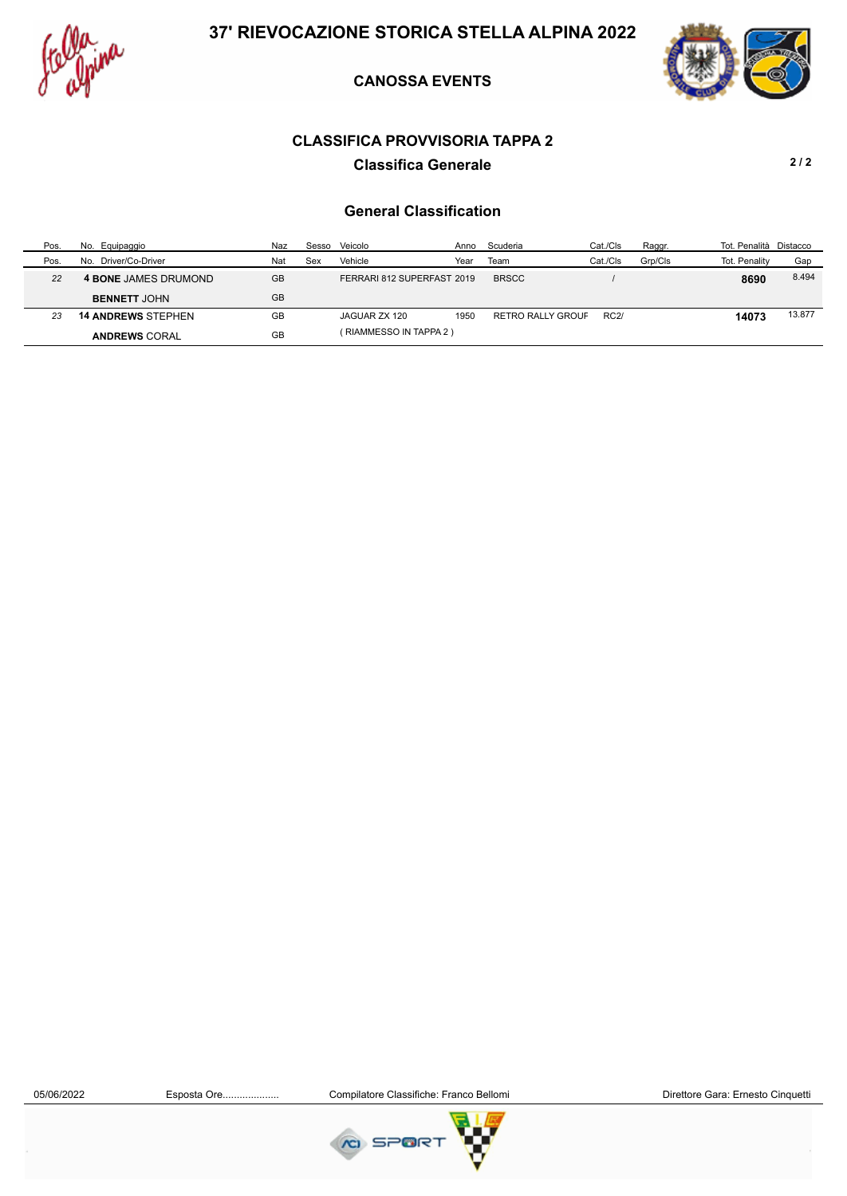# 37' RIEVOCAZIONE STORICA STELLA ALPINA 2022

**CANOSSA EVENTS**

## CLASSIFICA PROVVISORIA TAPPA 2

### Classifica Generale

### General Classification

| Pos. | No. Equipaggio | Naz | Sesso | Veicolo | Anno | Scuderia | Cat./Cls | Raggr. | Tot. Penalità | Distacco |
|---|---|---|---|---|---|---|---|---|---|---|
| Pos. | No. Driver/Co-Driver | Nat | Sex | Vehicle | Year | Team | Cat./Cls | Grp/Cls | Tot. Penality | Gap |
| 22 | 4 **BONE** JAMES DRUMOND | GB | | FERRARI 812 SUPERFAST | 2019 | BRSCC | / | | **8690** | 8.494 |
| | **BENNETT** JOHN | GB | | | | | | | | |
| 23 | 14 **ANDREWS** STEPHEN | GB | | JAGUAR ZX 120 | 1950 | RETRO RALLY GROUF | RC2/ | | **14073** | 13.877 |
| | **ANDREWS** CORAL | GB | | ( RIAMMESSO IN TAPPA 2 ) | | | | | | |

05/06/2022 Esposta Ore.................... Compilatore Classifiche: Franco Bellomi Direttore Gara: Ernesto Cinquetti